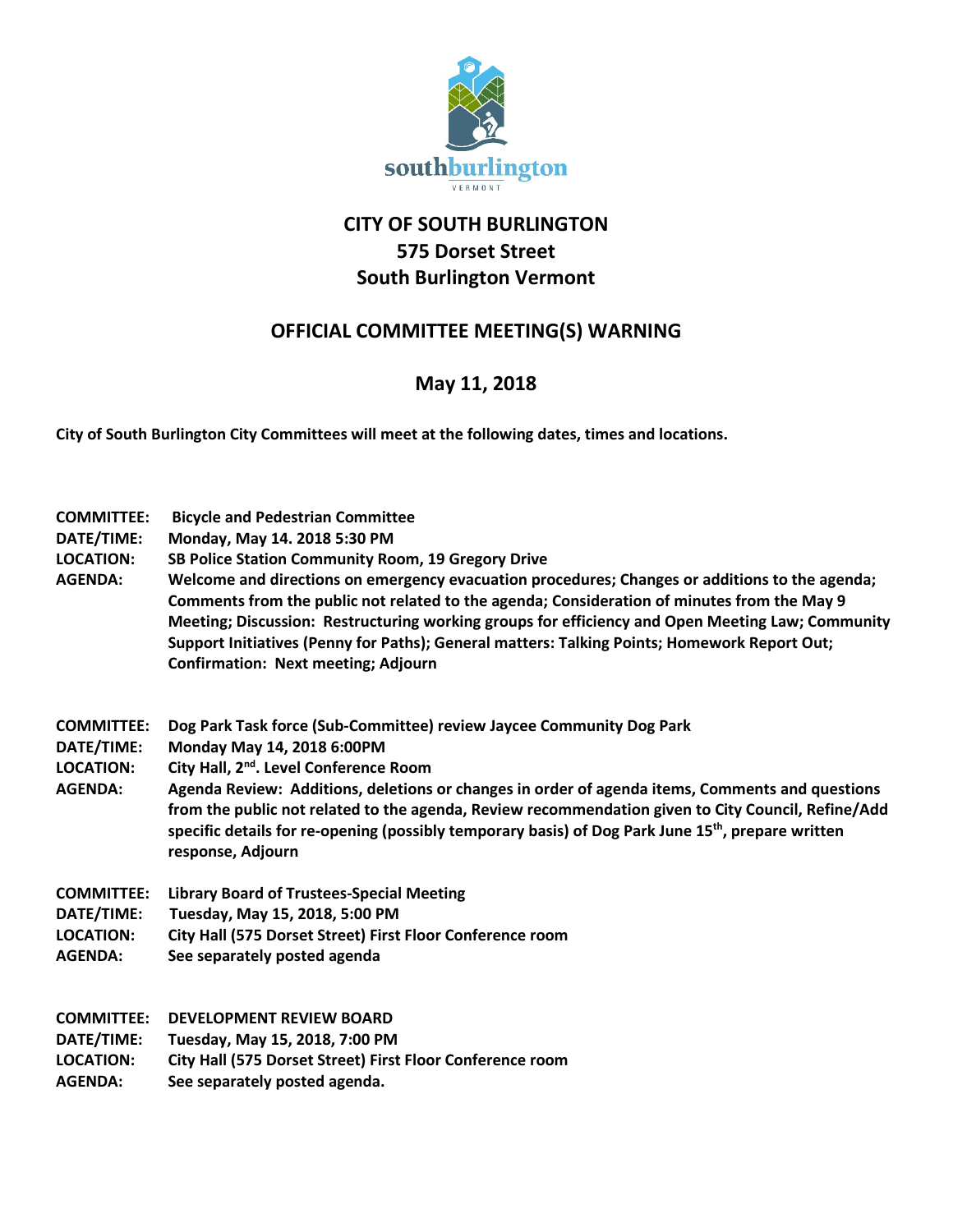southburlington VERMONT

# CITY OF SOUTH BURLINGTON
## 575 Dorset Street
## South Burlington Vermont

## OFFICIAL COMMITTEE MEETING(S) WARNING

## May 11, 2018

**City of South Burlington City Committees will meet at the following dates, times and locations.**

**COMMITTEE:** Bicycle and Pedestrian Committee
**DATE/TIME:** Monday, May 14. 2018 5:30 PM
**LOCATION:** SB Police Station Community Room, 19 Gregory Drive
**AGENDA:** Welcome and directions on emergency evacuation procedures; Changes or additions to the agenda; Comments from the public not related to the agenda; Consideration of minutes from the May 9 Meeting; Discussion: Restructuring working groups for efficiency and Open Meeting Law; Community Support Initiatives (Penny for Paths); General matters: Talking Points; Homework Report Out; Confirmation: Next meeting; Adjourn

**COMMITTEE:** Dog Park Task force (Sub-Committee) review Jaycee Community Dog Park
**DATE/TIME:** Monday May 14, 2018 6:00PM
**LOCATION:** City Hall, 2nd. Level Conference Room
**AGENDA:** Agenda Review: Additions, deletions or changes in order of agenda items, Comments and questions from the public not related to the agenda, Review recommendation given to City Council, Refine/Add specific details for re-opening (possibly temporary basis) of Dog Park June 15th, prepare written response, Adjourn

**COMMITTEE:** Library Board of Trustees-Special Meeting
**DATE/TIME:** Tuesday, May 15, 2018, 5:00 PM
**LOCATION:** City Hall (575 Dorset Street) First Floor Conference room
**AGENDA:** See separately posted agenda

**COMMITTEE:** DEVELOPMENT REVIEW BOARD
**DATE/TIME:** Tuesday, May 15, 2018, 7:00 PM
**LOCATION:** City Hall (575 Dorset Street) First Floor Conference room
**AGENDA:** See separately posted agenda.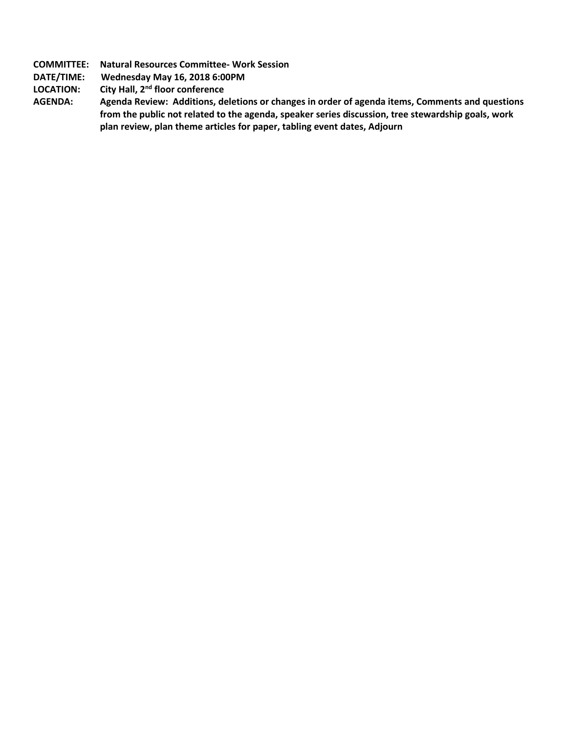**COMMITTEE:** **Natural Resources Committee- Work Session**
**DATE/TIME:** **Wednesday May 16, 2018 6:00PM**
**LOCATION:** **City Hall, 2nd floor conference**
**AGENDA:** **Agenda Review: Additions, deletions or changes in order of agenda items, Comments and questions from the public not related to the agenda, speaker series discussion, tree stewardship goals, work plan review, plan theme articles for paper, tabling event dates, Adjourn**